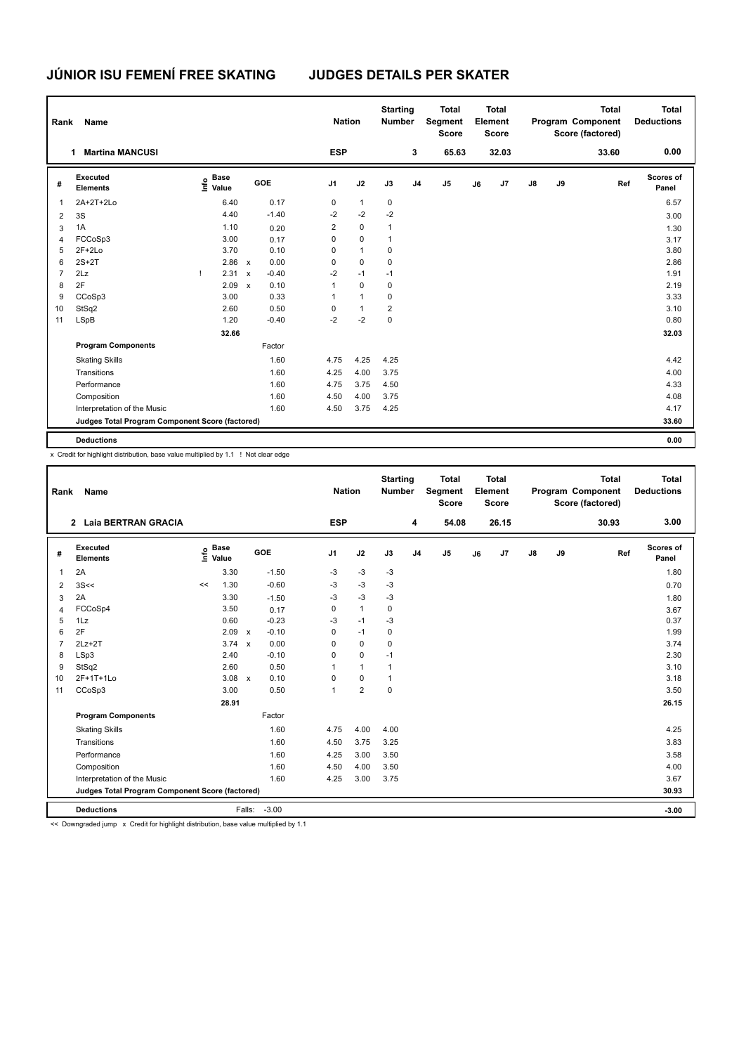# JÚNIOR ISU FEMENÍ FREE SKATING JUDGES DETAILS PER SKATER

| Rank | Name | Nation | Starting Number | Total Segment Score | Total Element Score | Total Program Component Score (factored) | Total Deductions |
|---|---|---|---|---|---|---|---|
| 1 | Martina MANCUSI | ESP | 3 | 65.63 | 32.03 | 33.60 | 0.00 |

| # | Executed Elements | Info | Base Value | | GOE | J1 | J2 | J3 | J4 | J5 | J6 | J7 | J8 | J9 | Ref | Scores of Panel |
|---|---|---|---|---|---|---|---|---|---|---|---|---|---|---|---|---|
| 1 | 2A+2T+2Lo | | 6.40 | | 0.17 | 0 | 1 | 0 | | | | | | | | 6.57 |
| 2 | 3S | | 4.40 | | -1.40 | -2 | -2 | -2 | | | | | | | | 3.00 |
| 3 | 1A | | 1.10 | | 0.20 | 2 | 0 | 1 | | | | | | | | 1.30 |
| 4 | FCCoSp3 | | 3.00 | | 0.17 | 0 | 0 | 1 | | | | | | | | 3.17 |
| 5 | 2F+2Lo | | 3.70 | | 0.10 | 0 | 1 | 0 | | | | | | | | 3.80 |
| 6 | 2S+2T | | 2.86 | x | 0.00 | 0 | 0 | 0 | | | | | | | | 2.86 |
| 7 | 2Lz | ! | 2.31 | x | -0.40 | -2 | -1 | -1 | | | | | | | | 1.91 |
| 8 | 2F | | 2.09 | x | 0.10 | 1 | 0 | 0 | | | | | | | | 2.19 |
| 9 | CCoSp3 | | 3.00 | | 0.33 | 1 | 1 | 0 | | | | | | | | 3.33 |
| 10 | StSq2 | | 2.60 | | 0.50 | 0 | 1 | 2 | | | | | | | | 3.10 |
| 11 | LSpB | | 1.20 | | -0.40 | -2 | -2 | 0 | | | | | | | | 0.80 |
| | | | 32.66 | | | | | | | | | | | | | 32.03 |
| | **Program Components** | | | | Factor | | | | | | | | | | | |
| | Skating Skills | | | | 1.60 | 4.75 | 4.25 | 4.25 | | | | | | | | 4.42 |
| | Transitions | | | | 1.60 | 4.25 | 4.00 | 3.75 | | | | | | | | 4.00 |
| | Performance | | | | 1.60 | 4.75 | 3.75 | 4.50 | | | | | | | | 4.33 |
| | Composition | | | | 1.60 | 4.50 | 4.00 | 3.75 | | | | | | | | 4.08 |
| | Interpretation of the Music | | | | 1.60 | 4.50 | 3.75 | 4.25 | | | | | | | | 4.17 |
| | **Judges Total Program Component Score (factored)** | | | | | | | | | | | | | | | 33.60 |
| | **Deductions** | | | | | | | | | | | | | | | 0.00 |

x Credit for highlight distribution, base value multiplied by 1.1 ! Not clear edge

| Rank | Name | Nation | Starting Number | Total Segment Score | Total Element Score | Total Program Component Score (factored) | Total Deductions |
|---|---|---|---|---|---|---|---|
| 2 | Laia BERTRAN GRACIA | ESP | 4 | 54.08 | 26.15 | 30.93 | 3.00 |

| # | Executed Elements | Info | Base Value | | GOE | J1 | J2 | J3 | J4 | J5 | J6 | J7 | J8 | J9 | Ref | Scores of Panel |
|---|---|---|---|---|---|---|---|---|---|---|---|---|---|---|---|---|
| 1 | 2A | | 3.30 | | -1.50 | -3 | -3 | -3 | | | | | | | | 1.80 |
| 2 | 3S<< | << | 1.30 | | -0.60 | -3 | -3 | -3 | | | | | | | | 0.70 |
| 3 | 2A | | 3.30 | | -1.50 | -3 | -3 | -3 | | | | | | | | 1.80 |
| 4 | FCCoSp4 | | 3.50 | | 0.17 | 0 | 1 | 0 | | | | | | | | 3.67 |
| 5 | 1Lz | | 0.60 | | -0.23 | -3 | -1 | -3 | | | | | | | | 0.37 |
| 6 | 2F | | 2.09 | x | -0.10 | 0 | -1 | 0 | | | | | | | | 1.99 |
| 7 | 2Lz+2T | | 3.74 | x | 0.00 | 0 | 0 | 0 | | | | | | | | 3.74 |
| 8 | LSp3 | | 2.40 | | -0.10 | 0 | 0 | -1 | | | | | | | | 2.30 |
| 9 | StSq2 | | 2.60 | | 0.50 | 1 | 1 | 1 | | | | | | | | 3.10 |
| 10 | 2F+1T+1Lo | | 3.08 | x | 0.10 | 0 | 0 | 1 | | | | | | | | 3.18 |
| 11 | CCoSp3 | | 3.00 | | 0.50 | 1 | 2 | 0 | | | | | | | | 3.50 |
| | | | 28.91 | | | | | | | | | | | | | 26.15 |
| | **Program Components** | | | | Factor | | | | | | | | | | | |
| | Skating Skills | | | | 1.60 | 4.75 | 4.00 | 4.00 | | | | | | | | 4.25 |
| | Transitions | | | | 1.60 | 4.50 | 3.75 | 3.25 | | | | | | | | 3.83 |
| | Performance | | | | 1.60 | 4.25 | 3.00 | 3.50 | | | | | | | | 3.58 |
| | Composition | | | | 1.60 | 4.50 | 4.00 | 3.50 | | | | | | | | 4.00 |
| | Interpretation of the Music | | | | 1.60 | 4.25 | 3.00 | 3.75 | | | | | | | | 3.67 |
| | **Judges Total Program Component Score (factored)** | | | | | | | | | | | | | | | 30.93 |
| | **Deductions** | | | Falls: | -3.00 | | | | | | | | | | | -3.00 |

<< Downgraded jump x Credit for highlight distribution, base value multiplied by 1.1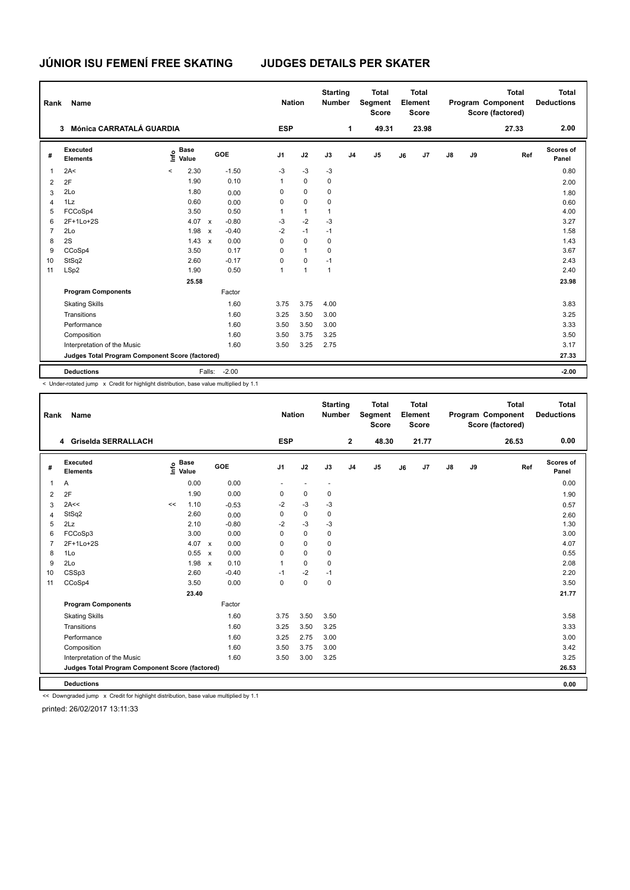# JÚNIOR ISU FEMENÍ FREE SKATING JUDGES DETAILS PER SKATER

| Rank | Name | Nation | Starting Number | Total Segment Score | Total Element Score | Total Program Component Score (factored) | Total Deductions |
|---|---|---|---|---|---|---|---|
| 3 | Mónica CARRATALÁ GUARDIA | ESP | 1 | 49.31 | 23.98 | 27.33 | 2.00 |

| # | Executed Elements | Info | Base Value | | GOE | J1 | J2 | J3 | J4 | J5 | J6 | J7 | J8 | J9 | Ref | Scores of Panel |
|---|---|---|---|---|---|---|---|---|---|---|---|---|---|---|---|---|
| 1 | 2A< | < | 2.30 | | -1.50 | -3 | -3 | -3 | | | | | | | | 0.80 |
| 2 | 2F | | 1.90 | | 0.10 | 1 | 0 | 0 | | | | | | | | 2.00 |
| 3 | 2Lo | | 1.80 | | 0.00 | 0 | 0 | 0 | | | | | | | | 1.80 |
| 4 | 1Lz | | 0.60 | | 0.00 | 0 | 0 | 0 | | | | | | | | 0.60 |
| 5 | FCCoSp4 | | 3.50 | | 0.50 | 1 | 1 | 1 | | | | | | | | 4.00 |
| 6 | 2F+1Lo+2S | | 4.07 | x | -0.80 | -3 | -2 | -3 | | | | | | | | 3.27 |
| 7 | 2Lo | | 1.98 | x | -0.40 | -2 | -1 | -1 | | | | | | | | 1.58 |
| 8 | 2S | | 1.43 | x | 0.00 | 0 | 0 | 0 | | | | | | | | 1.43 |
| 9 | CCoSp4 | | 3.50 | | 0.17 | 0 | 1 | 0 | | | | | | | | 3.67 |
| 10 | StSq2 | | 2.60 | | -0.17 | 0 | 0 | -1 | | | | | | | | 2.43 |
| 11 | LSp2 | | 1.90 | | 0.50 | 1 | 1 | 1 | | | | | | | | 2.40 |
| | | | 25.58 | | | | | | | | | | | | | 23.98 |
| | **Program Components** | | | | Factor | | | | | | | | | | | |
| | Skating Skills | | | | 1.60 | 3.75 | 3.75 | 4.00 | | | | | | | | 3.83 |
| | Transitions | | | | 1.60 | 3.25 | 3.50 | 3.00 | | | | | | | | 3.25 |
| | Performance | | | | 1.60 | 3.50 | 3.50 | 3.00 | | | | | | | | 3.33 |
| | Composition | | | | 1.60 | 3.50 | 3.75 | 3.25 | | | | | | | | 3.50 |
| | Interpretation of the Music | | | | 1.60 | 3.50 | 3.25 | 2.75 | | | | | | | | 3.17 |
| | **Judges Total Program Component Score (factored)** | | | | | | | | | | | | | | | 27.33 |
| | **Deductions** | | | Falls: | -2.00 | | | | | | | | | | | -2.00 |

< Under-rotated jump x Credit for highlight distribution, base value multiplied by 1.1

| Rank | Name | Nation | Starting Number | Total Segment Score | Total Element Score | Total Program Component Score (factored) | Total Deductions |
|---|---|---|---|---|---|---|---|
| 4 | Griselda SERRALLACH | ESP | 2 | 48.30 | 21.77 | 26.53 | 0.00 |

| # | Executed Elements | Info | Base Value | | GOE | J1 | J2 | J3 | J4 | J5 | J6 | J7 | J8 | J9 | Ref | Scores of Panel |
|---|---|---|---|---|---|---|---|---|---|---|---|---|---|---|---|---|
| 1 | A | | 0.00 | | 0.00 | - | - | - | | | | | | | | 0.00 |
| 2 | 2F | | 1.90 | | 0.00 | 0 | 0 | 0 | | | | | | | | 1.90 |
| 3 | 2A<< | << | 1.10 | | -0.53 | -2 | -3 | -3 | | | | | | | | 0.57 |
| 4 | StSq2 | | 2.60 | | 0.00 | 0 | 0 | 0 | | | | | | | | 2.60 |
| 5 | 2Lz | | 2.10 | | -0.80 | -2 | -3 | -3 | | | | | | | | 1.30 |
| 6 | FCCoSp3 | | 3.00 | | 0.00 | 0 | 0 | 0 | | | | | | | | 3.00 |
| 7 | 2F+1Lo+2S | | 4.07 | x | 0.00 | 0 | 0 | 0 | | | | | | | | 4.07 |
| 8 | 1Lo | | 0.55 | x | 0.00 | 0 | 0 | 0 | | | | | | | | 0.55 |
| 9 | 2Lo | | 1.98 | x | 0.10 | 1 | 0 | 0 | | | | | | | | 2.08 |
| 10 | CSSp3 | | 2.60 | | -0.40 | -1 | -2 | -1 | | | | | | | | 2.20 |
| 11 | CCoSp4 | | 3.50 | | 0.00 | 0 | 0 | 0 | | | | | | | | 3.50 |
| | | | 23.40 | | | | | | | | | | | | | 21.77 |
| | **Program Components** | | | | Factor | | | | | | | | | | | |
| | Skating Skills | | | | 1.60 | 3.75 | 3.50 | 3.50 | | | | | | | | 3.58 |
| | Transitions | | | | 1.60 | 3.25 | 3.50 | 3.25 | | | | | | | | 3.33 |
| | Performance | | | | 1.60 | 3.25 | 2.75 | 3.00 | | | | | | | | 3.00 |
| | Composition | | | | 1.60 | 3.50 | 3.75 | 3.00 | | | | | | | | 3.42 |
| | Interpretation of the Music | | | | 1.60 | 3.50 | 3.00 | 3.25 | | | | | | | | 3.25 |
| | **Judges Total Program Component Score (factored)** | | | | | | | | | | | | | | | 26.53 |
| | **Deductions** | | | | | | | | | | | | | | | 0.00 |

<< Downgraded jump x Credit for highlight distribution, base value multiplied by 1.1

printed: 26/02/2017 13:11:33